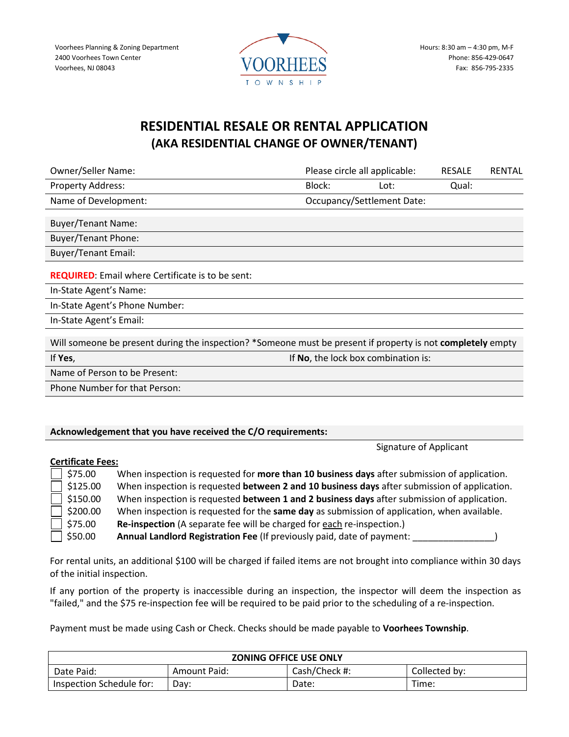Voorhees Planning & Zoning Department
2400 Voorhees Town Center
Voorhees, NJ 08043

VOORHEES TOWNSHIP

Hours: 8:30 am – 4:30 pm, M-F
Phone: 856-429-0647
Fax: 856-795-2335

# RESIDENTIAL RESALE OR RENTAL APPLICATION
## (AKA RESIDENTIAL CHANGE OF OWNER/TENANT)

| | | | | |
|---|---|---|---|---|
| Owner/Seller Name: | Please circle all applicable: | | RESALE | RENTAL |
| Property Address: | Block: | Lot: | Qual: | |
| Name of Development: | Occupancy/Settlement Date: | | | |

Buyer/Tenant Name:

Buyer/Tenant Phone:

Buyer/Tenant Email:

**REQUIRED**: Email where Certificate is to be sent:

In-State Agent's Name:

In-State Agent's Phone Number:

In-State Agent's Email:

Will someone be present during the inspection? *Someone must be present if property is not **completely** empty

| | |
|---|---|
| If **Yes**, | If **No**, the lock box combination is: |

Name of Person to be Present:

Phone Number for that Person:

**Acknowledgement that you have received the C/O requirements:**

Signature of Applicant

**Certificate Fees:**

- ☐ $75.00 When inspection is requested for **more than 10 business days** after submission of application.
- ☐ $125.00 When inspection is requested **between 2 and 10 business days** after submission of application.
- ☐ $150.00 When inspection is requested **between 1 and 2 business days** after submission of application.
- ☐ $200.00 When inspection is requested for the **same day** as submission of application, when available.
- ☐ $75.00 **Re-inspection** (A separate fee will be charged for each re-inspection.)
- ☐ $50.00 **Annual Landlord Registration Fee** (If previously paid, date of payment: ________________)

For rental units, an additional $100 will be charged if failed items are not brought into compliance within 30 days of the initial inspection.

If any portion of the property is inaccessible during an inspection, the inspector will deem the inspection as "failed," and the $75 re-inspection fee will be required to be paid prior to the scheduling of a re-inspection.

Payment must be made using Cash or Check. Checks should be made payable to **Voorhees Township**.

| ZONING OFFICE USE ONLY | | | |
|---|---|---|---|
| Date Paid: | Amount Paid: | Cash/Check #: | Collected by: |
| Inspection Schedule for: | Day: | Date: | Time: |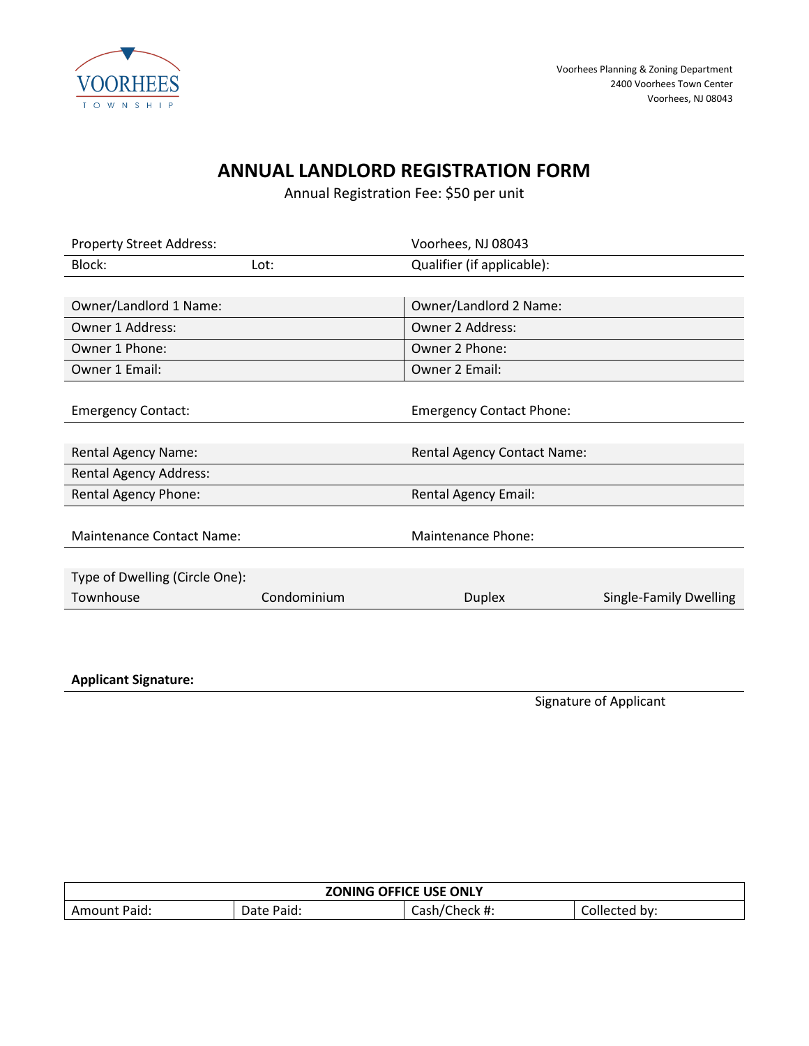Voorhees Planning & Zoning Department
2400 Voorhees Town Center
Voorhees, NJ 08043

# ANNUAL LANDLORD REGISTRATION FORM

Annual Registration Fee: $50 per unit

| Property Street Address: | | Voorhees, NJ 08043 |
|---|---|---|
| Block: | Lot: | Qualifier (if applicable): |

| Owner/Landlord 1 Name: | Owner/Landlord 2 Name: |
|---|---|
| Owner 1 Address: | Owner 2 Address: |
| Owner 1 Phone: | Owner 2 Phone: |
| Owner 1 Email: | Owner 2 Email: |

| Emergency Contact: | Emergency Contact Phone: |
|---|---|

| Rental Agency Name: | Rental Agency Contact Name: |
|---|---|
| Rental Agency Address: | |
| Rental Agency Phone: | Rental Agency Email: |

| Maintenance Contact Name: | Maintenance Phone: |
|---|---|

Type of Dwelling (Circle One):

| Townhouse | Condominium | Duplex | Single-Family Dwelling |
|---|---|---|---|

**Applicant Signature:**

Signature of Applicant

| ZONING OFFICE USE ONLY | | | |
|---|---|---|---|
| Amount Paid: | Date Paid: | Cash/Check #: | Collected by: |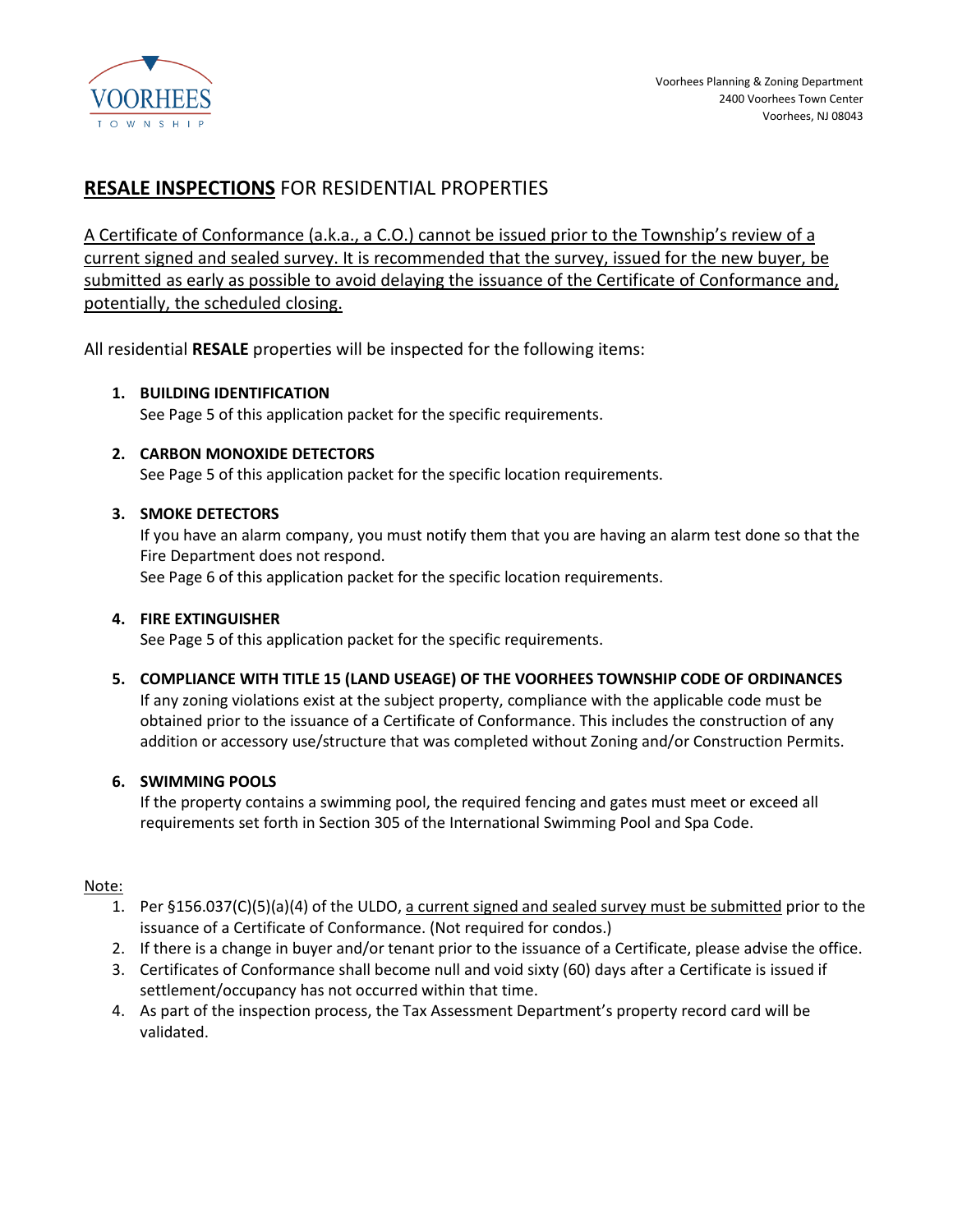Voorhees Planning & Zoning Department
2400 Voorhees Town Center
Voorhees, NJ 08043

# **RESALE INSPECTIONS** FOR RESIDENTIAL PROPERTIES

A Certificate of Conformance (a.k.a., a C.O.) cannot be issued prior to the Township's review of a current signed and sealed survey. It is recommended that the survey, issued for the new buyer, be submitted as early as possible to avoid delaying the issuance of the Certificate of Conformance and, potentially, the scheduled closing.

All residential **RESALE** properties will be inspected for the following items:

1. **BUILDING IDENTIFICATION**
   See Page 5 of this application packet for the specific requirements.

2. **CARBON MONOXIDE DETECTORS**
   See Page 5 of this application packet for the specific location requirements.

3. **SMOKE DETECTORS**
   If you have an alarm company, you must notify them that you are having an alarm test done so that the Fire Department does not respond.
   See Page 6 of this application packet for the specific location requirements.

4. **FIRE EXTINGUISHER**
   See Page 5 of this application packet for the specific requirements.

5. **COMPLIANCE WITH TITLE 15 (LAND USEAGE) OF THE VOORHEES TOWNSHIP CODE OF ORDINANCES**
   If any zoning violations exist at the subject property, compliance with the applicable code must be obtained prior to the issuance of a Certificate of Conformance. This includes the construction of any addition or accessory use/structure that was completed without Zoning and/or Construction Permits.

6. **SWIMMING POOLS**
   If the property contains a swimming pool, the required fencing and gates must meet or exceed all requirements set forth in Section 305 of the International Swimming Pool and Spa Code.

Note:

1. Per §156.037(C)(5)(a)(4) of the ULDO, a current signed and sealed survey must be submitted prior to the issuance of a Certificate of Conformance. (Not required for condos.)
2. If there is a change in buyer and/or tenant prior to the issuance of a Certificate, please advise the office.
3. Certificates of Conformance shall become null and void sixty (60) days after a Certificate is issued if settlement/occupancy has not occurred within that time.
4. As part of the inspection process, the Tax Assessment Department's property record card will be validated.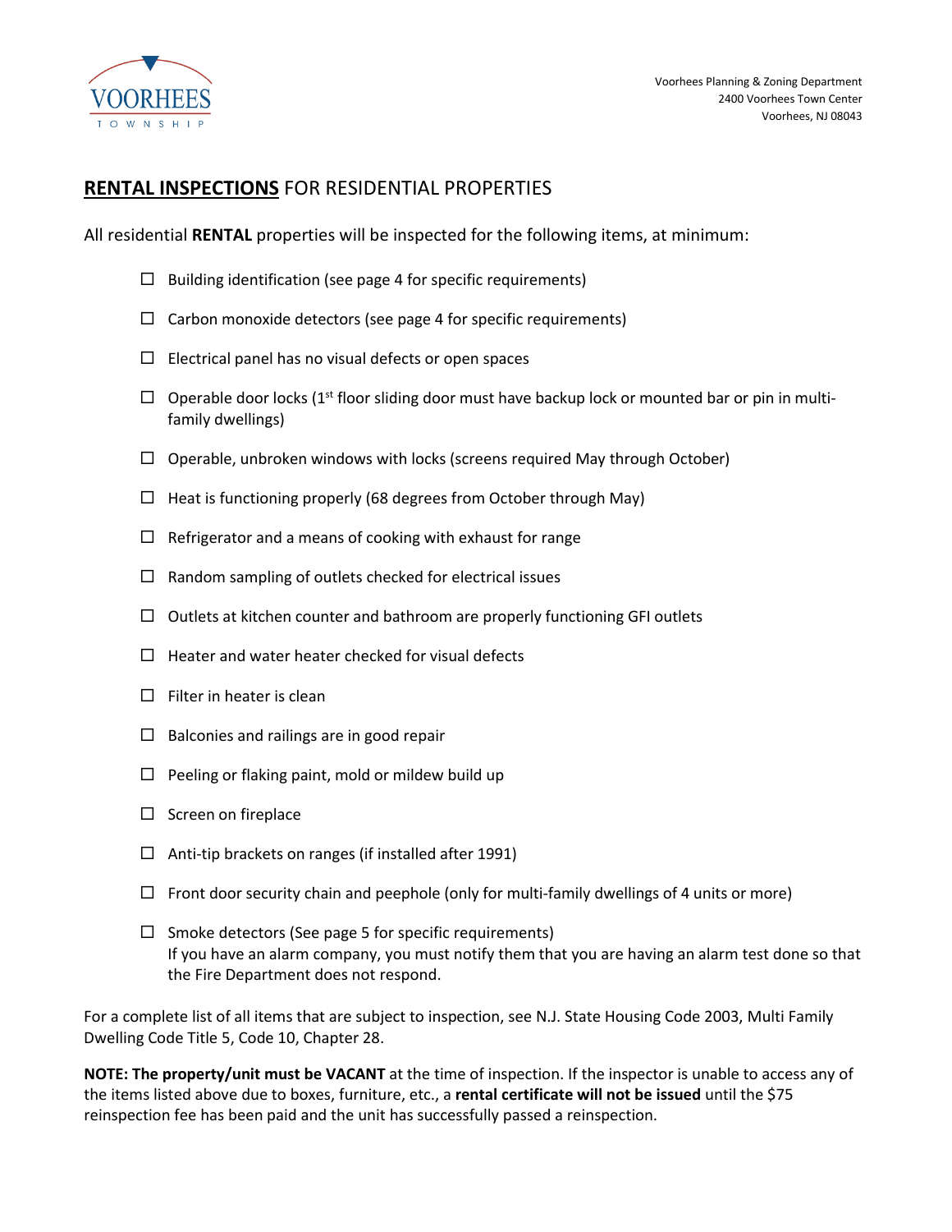Voorhees Planning & Zoning Department
2400 Voorhees Town Center
Voorhees, NJ 08043

## **RENTAL INSPECTIONS** FOR RESIDENTIAL PROPERTIES

All residential **RENTAL** properties will be inspected for the following items, at minimum:

- ☐ Building identification (see page 4 for specific requirements)
- ☐ Carbon monoxide detectors (see page 4 for specific requirements)
- ☐ Electrical panel has no visual defects or open spaces
- ☐ Operable door locks (1st floor sliding door must have backup lock or mounted bar or pin in multi-family dwellings)
- ☐ Operable, unbroken windows with locks (screens required May through October)
- ☐ Heat is functioning properly (68 degrees from October through May)
- ☐ Refrigerator and a means of cooking with exhaust for range
- ☐ Random sampling of outlets checked for electrical issues
- ☐ Outlets at kitchen counter and bathroom are properly functioning GFI outlets
- ☐ Heater and water heater checked for visual defects
- ☐ Filter in heater is clean
- ☐ Balconies and railings are in good repair
- ☐ Peeling or flaking paint, mold or mildew build up
- ☐ Screen on fireplace
- ☐ Anti-tip brackets on ranges (if installed after 1991)
- ☐ Front door security chain and peephole (only for multi-family dwellings of 4 units or more)
- ☐ Smoke detectors (See page 5 for specific requirements)
  If you have an alarm company, you must notify them that you are having an alarm test done so that the Fire Department does not respond.

For a complete list of all items that are subject to inspection, see N.J. State Housing Code 2003, Multi Family Dwelling Code Title 5, Code 10, Chapter 28.

**NOTE: The property/unit must be VACANT** at the time of inspection. If the inspector is unable to access any of the items listed above due to boxes, furniture, etc., a **rental certificate will not be issued** until the $75 reinspection fee has been paid and the unit has successfully passed a reinspection.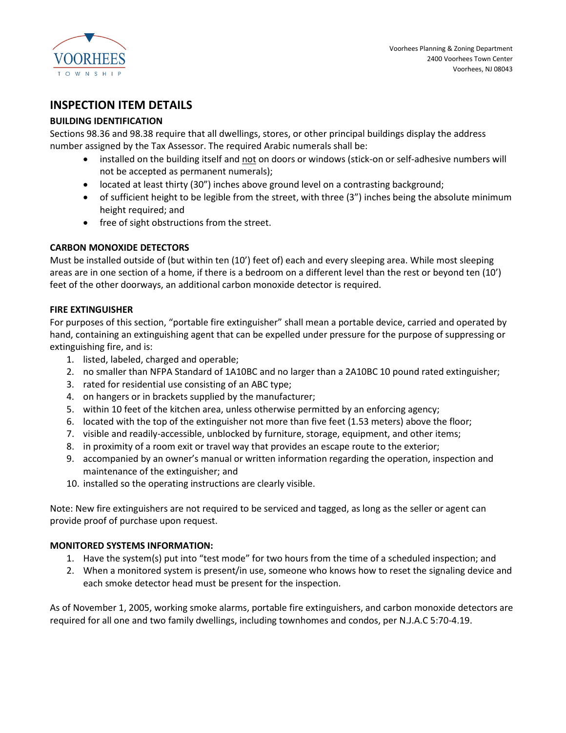Voorhees Planning & Zoning Department
2400 Voorhees Town Center
Voorhees, NJ 08043

# INSPECTION ITEM DETAILS

### BUILDING IDENTIFICATION

Sections 98.36 and 98.38 require that all dwellings, stores, or other principal buildings display the address number assigned by the Tax Assessor. The required Arabic numerals shall be:

- installed on the building itself and <u>not</u> on doors or windows (stick-on or self-adhesive numbers will not be accepted as permanent numerals);
- located at least thirty (30") inches above ground level on a contrasting background;
- of sufficient height to be legible from the street, with three (3") inches being the absolute minimum height required; and
- free of sight obstructions from the street.

### CARBON MONOXIDE DETECTORS

Must be installed outside of (but within ten (10') feet of) each and every sleeping area. While most sleeping areas are in one section of a home, if there is a bedroom on a different level than the rest or beyond ten (10') feet of the other doorways, an additional carbon monoxide detector is required.

### FIRE EXTINGUISHER

For purposes of this section, "portable fire extinguisher" shall mean a portable device, carried and operated by hand, containing an extinguishing agent that can be expelled under pressure for the purpose of suppressing or extinguishing fire, and is:

1. listed, labeled, charged and operable;
2. no smaller than NFPA Standard of 1A10BC and no larger than a 2A10BC 10 pound rated extinguisher;
3. rated for residential use consisting of an ABC type;
4. on hangers or in brackets supplied by the manufacturer;
5. within 10 feet of the kitchen area, unless otherwise permitted by an enforcing agency;
6. located with the top of the extinguisher not more than five feet (1.53 meters) above the floor;
7. visible and readily-accessible, unblocked by furniture, storage, equipment, and other items;
8. in proximity of a room exit or travel way that provides an escape route to the exterior;
9. accompanied by an owner's manual or written information regarding the operation, inspection and maintenance of the extinguisher; and
10. installed so the operating instructions are clearly visible.

Note: New fire extinguishers are not required to be serviced and tagged, as long as the seller or agent can provide proof of purchase upon request.

### MONITORED SYSTEMS INFORMATION:

1. Have the system(s) put into "test mode" for two hours from the time of a scheduled inspection; and
2. When a monitored system is present/in use, someone who knows how to reset the signaling device and each smoke detector head must be present for the inspection.

As of November 1, 2005, working smoke alarms, portable fire extinguishers, and carbon monoxide detectors are required for all one and two family dwellings, including townhomes and condos, per N.J.A.C 5:70-4.19.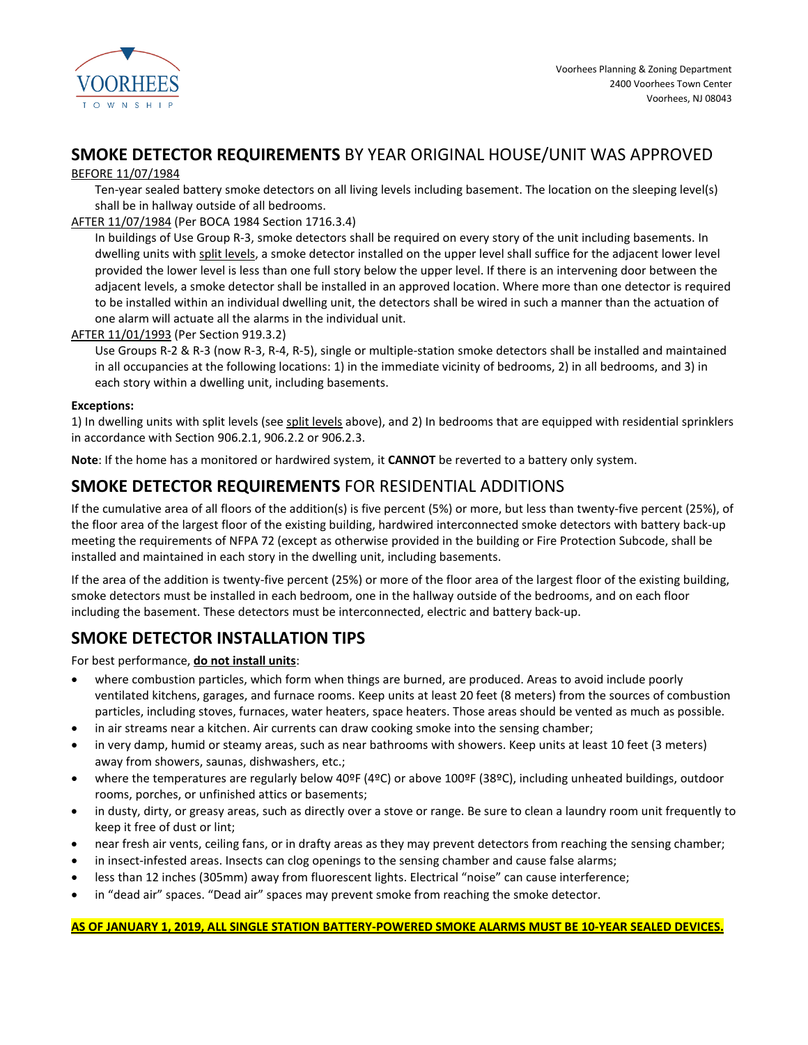Voorhees Planning & Zoning Department
2400 Voorhees Town Center
Voorhees, NJ 08043

## **SMOKE DETECTOR REQUIREMENTS** BY YEAR ORIGINAL HOUSE/UNIT WAS APPROVED

BEFORE 11/07/1984

Ten-year sealed battery smoke detectors on all living levels including basement. The location on the sleeping level(s) shall be in hallway outside of all bedrooms.

AFTER 11/07/1984 (Per BOCA 1984 Section 1716.3.4)

In buildings of Use Group R-3, smoke detectors shall be required on every story of the unit including basements. In dwelling units with split levels, a smoke detector installed on the upper level shall suffice for the adjacent lower level provided the lower level is less than one full story below the upper level. If there is an intervening door between the adjacent levels, a smoke detector shall be installed in an approved location. Where more than one detector is required to be installed within an individual dwelling unit, the detectors shall be wired in such a manner than the actuation of one alarm will actuate all the alarms in the individual unit.

AFTER 11/01/1993 (Per Section 919.3.2)

Use Groups R-2 & R-3 (now R-3, R-4, R-5), single or multiple-station smoke detectors shall be installed and maintained in all occupancies at the following locations: 1) in the immediate vicinity of bedrooms, 2) in all bedrooms, and 3) in each story within a dwelling unit, including basements.

**Exceptions:**

1) In dwelling units with split levels (see split levels above), and 2) In bedrooms that are equipped with residential sprinklers in accordance with Section 906.2.1, 906.2.2 or 906.2.3.

**Note**: If the home has a monitored or hardwired system, it **CANNOT** be reverted to a battery only system.

## **SMOKE DETECTOR REQUIREMENTS** FOR RESIDENTIAL ADDITIONS

If the cumulative area of all floors of the addition(s) is five percent (5%) or more, but less than twenty-five percent (25%), of the floor area of the largest floor of the existing building, hardwired interconnected smoke detectors with battery back-up meeting the requirements of NFPA 72 (except as otherwise provided in the building or Fire Protection Subcode, shall be installed and maintained in each story in the dwelling unit, including basements.

If the area of the addition is twenty-five percent (25%) or more of the floor area of the largest floor of the existing building, smoke detectors must be installed in each bedroom, one in the hallway outside of the bedrooms, and on each floor including the basement. These detectors must be interconnected, electric and battery back-up.

## **SMOKE DETECTOR INSTALLATION TIPS**

For best performance, **do not install units**:

- where combustion particles, which form when things are burned, are produced. Areas to avoid include poorly ventilated kitchens, garages, and furnace rooms. Keep units at least 20 feet (8 meters) from the sources of combustion particles, including stoves, furnaces, water heaters, space heaters. Those areas should be vented as much as possible.
- in air streams near a kitchen. Air currents can draw cooking smoke into the sensing chamber;
- in very damp, humid or steamy areas, such as near bathrooms with showers. Keep units at least 10 feet (3 meters) away from showers, saunas, dishwashers, etc.;
- where the temperatures are regularly below 40ºF (4ºC) or above 100ºF (38ºC), including unheated buildings, outdoor rooms, porches, or unfinished attics or basements;
- in dusty, dirty, or greasy areas, such as directly over a stove or range. Be sure to clean a laundry room unit frequently to keep it free of dust or lint;
- near fresh air vents, ceiling fans, or in drafty areas as they may prevent detectors from reaching the sensing chamber;
- in insect-infested areas. Insects can clog openings to the sensing chamber and cause false alarms;
- less than 12 inches (305mm) away from fluorescent lights. Electrical "noise" can cause interference;
- in "dead air" spaces. "Dead air" spaces may prevent smoke from reaching the smoke detector.

**AS OF JANUARY 1, 2019, ALL SINGLE STATION BATTERY-POWERED SMOKE ALARMS MUST BE 10-YEAR SEALED DEVICES.**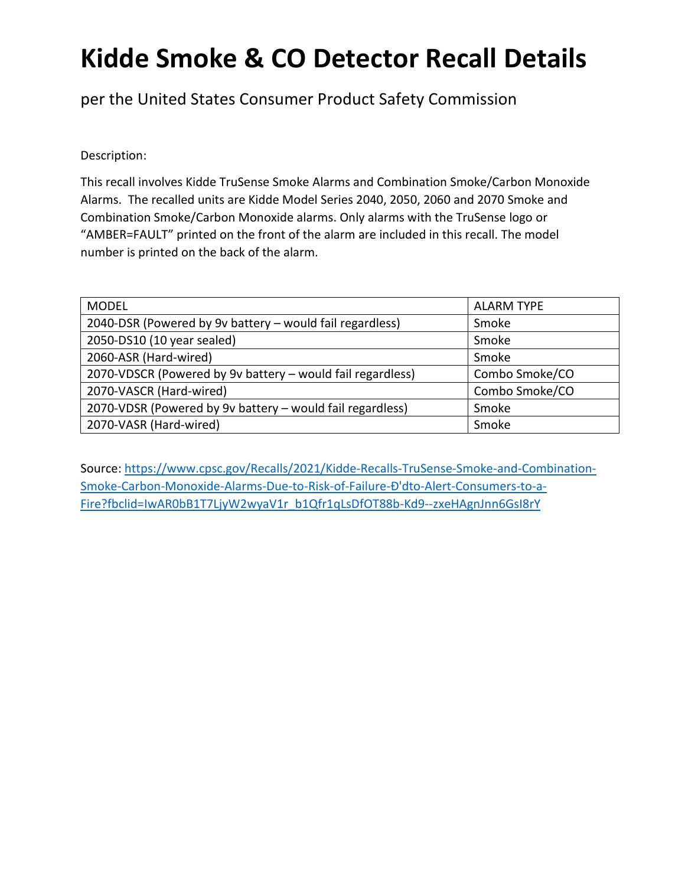# Kidde Smoke & CO Detector Recall Details

per the United States Consumer Product Safety Commission

Description:

This recall involves Kidde TruSense Smoke Alarms and Combination Smoke/Carbon Monoxide Alarms. The recalled units are Kidde Model Series 2040, 2050, 2060 and 2070 Smoke and Combination Smoke/Carbon Monoxide alarms. Only alarms with the TruSense logo or "AMBER=FAULT" printed on the front of the alarm are included in this recall. The model number is printed on the back of the alarm.

| MODEL | ALARM TYPE |
|---|---|
| 2040-DSR (Powered by 9v battery – would fail regardless) | Smoke |
| 2050-DS10 (10 year sealed) | Smoke |
| 2060-ASR (Hard-wired) | Smoke |
| 2070-VDSCR (Powered by 9v battery – would fail regardless) | Combo Smoke/CO |
| 2070-VASCR (Hard-wired) | Combo Smoke/CO |
| 2070-VDSR (Powered by 9v battery – would fail regardless) | Smoke |
| 2070-VASR (Hard-wired) | Smoke |

Source: https://www.cpsc.gov/Recalls/2021/Kidde-Recalls-TruSense-Smoke-and-Combination-Smoke-Carbon-Monoxide-Alarms-Due-to-Risk-of-Failure-Đ'dto-Alert-Consumers-to-a-Fire?fbclid=IwAR0bB1T7LjyW2wyaV1r_b1Qfr1qLsDfOT88b-Kd9--zxeHAgnJnn6GsI8rY